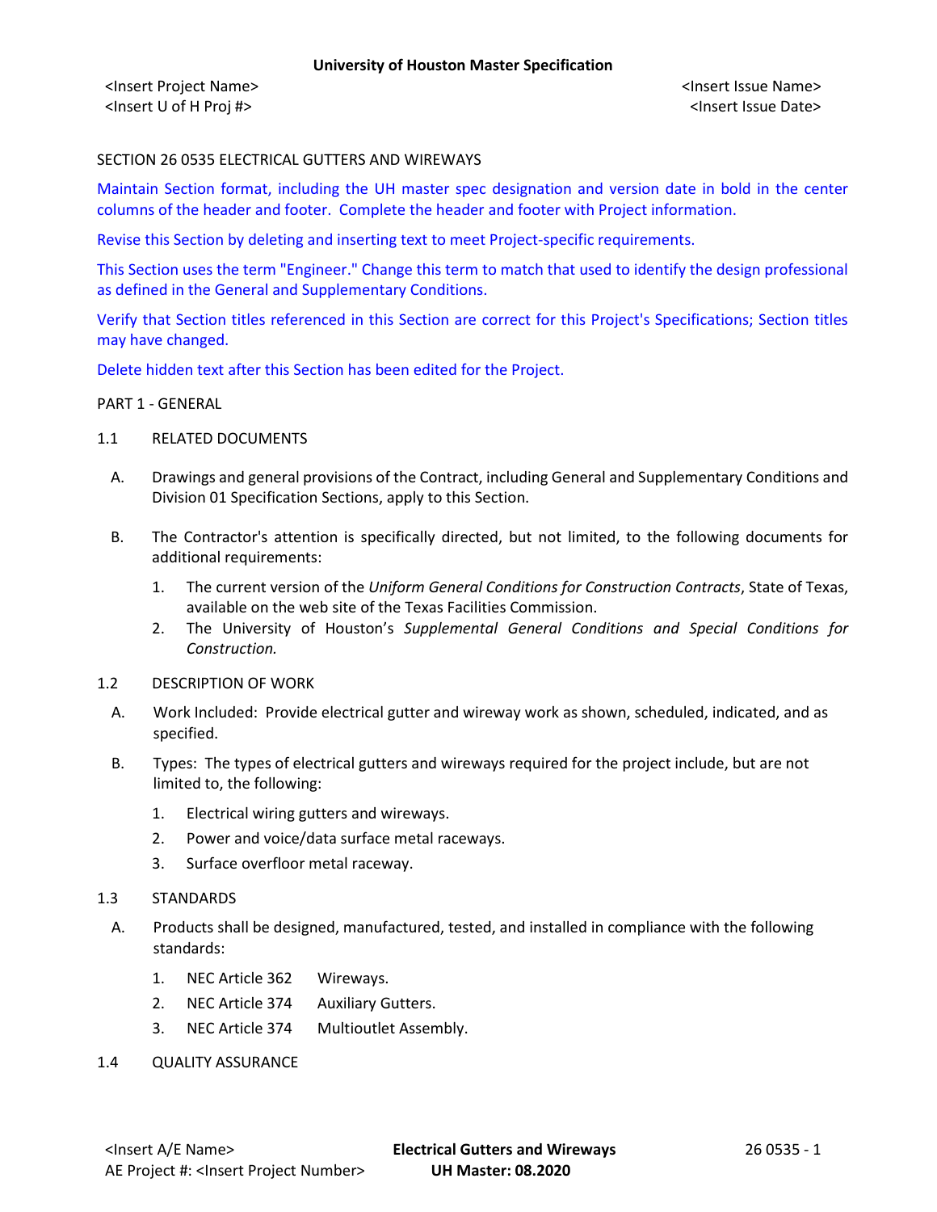SECTION 26 0535 ELECTRICAL GUTTERS AND WIREWAYS

Maintain Section format, including the UH master spec designation and version date in bold in the center columns of the header and footer. Complete the header and footer with Project information.

Revise this Section by deleting and inserting text to meet Project-specific requirements.

This Section uses the term "Engineer." Change this term to match that used to identify the design professional as defined in the General and Supplementary Conditions.

Verify that Section titles referenced in this Section are correct for this Project's Specifications; Section titles may have changed.

Delete hidden text after this Section has been edited for the Project.

PART 1 - GENERAL

1.1 RELATED DOCUMENTS

A. Drawings and general provisions of the Contract, including General and Supplementary Conditions and Division 01 Specification Sections, apply to this Section.

B. The Contractor's attention is specifically directed, but not limited, to the following documents for additional requirements:

1. The current version of the *Uniform General Conditions for Construction Contracts*, State of Texas, available on the web site of the Texas Facilities Commission.
2. The University of Houston's *Supplemental General Conditions and Special Conditions for Construction.*

1.2 DESCRIPTION OF WORK

A. Work Included: Provide electrical gutter and wireway work as shown, scheduled, indicated, and as specified.

B. Types: The types of electrical gutters and wireways required for the project include, but are not limited to, the following:

1. Electrical wiring gutters and wireways.
2. Power and voice/data surface metal raceways.
3. Surface overfloor metal raceway.

1.3 STANDARDS

A. Products shall be designed, manufactured, tested, and installed in compliance with the following standards:

1. NEC Article 362 Wireways.
2. NEC Article 374 Auxiliary Gutters.
3. NEC Article 374 Multioutlet Assembly.

1.4 QUALITY ASSURANCE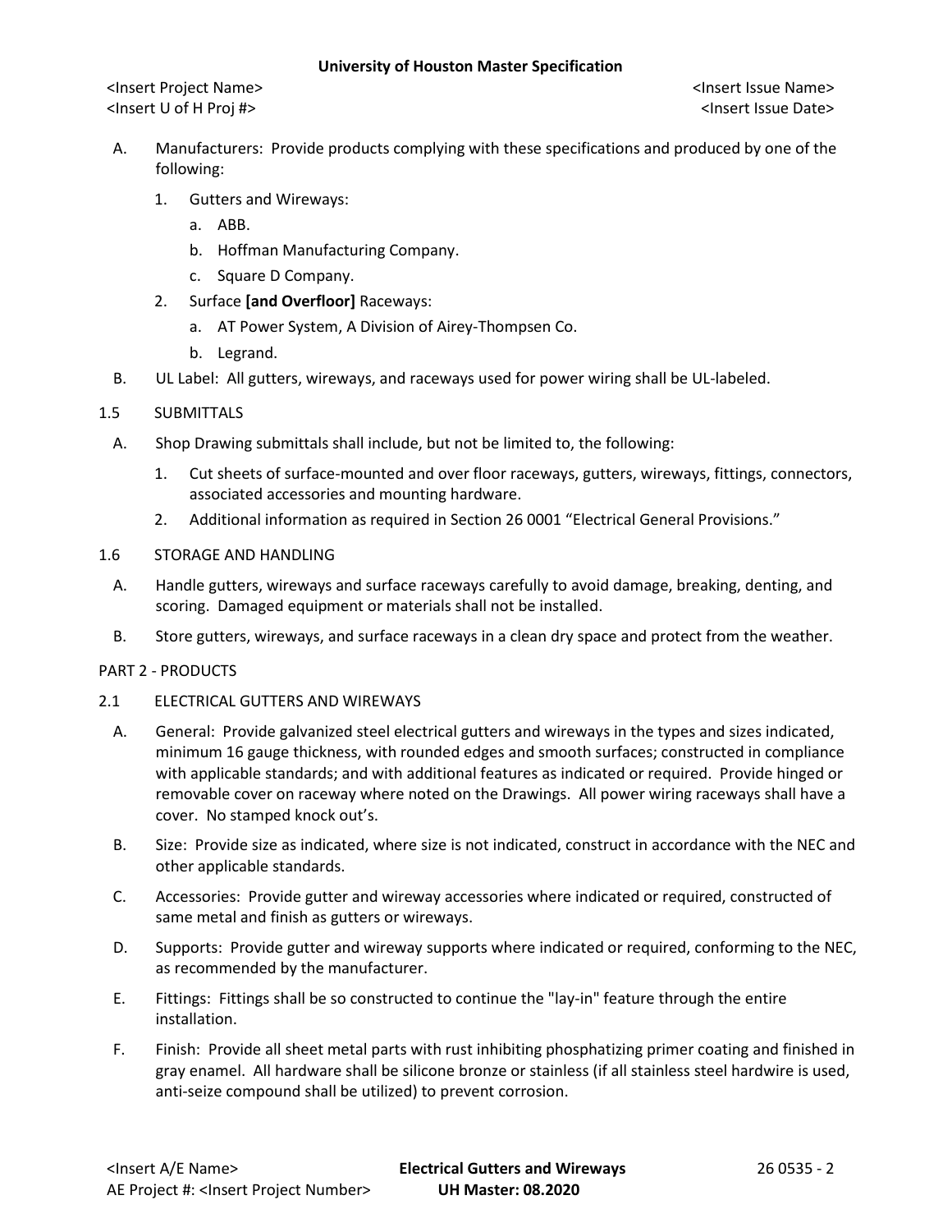A. Manufacturers: Provide products complying with these specifications and produced by one of the following:

   1. Gutters and Wireways:

      a. ABB.

      b. Hoffman Manufacturing Company.

      c. Square D Company.

   2. Surface **[and Overfloor]** Raceways:

      a. AT Power System, A Division of Airey-Thompsen Co.

      b. Legrand.

B. UL Label: All gutters, wireways, and raceways used for power wiring shall be UL-labeled.

1.5 SUBMITTALS

A. Shop Drawing submittals shall include, but not be limited to, the following:

   1. Cut sheets of surface-mounted and over floor raceways, gutters, wireways, fittings, connectors, associated accessories and mounting hardware.

   2. Additional information as required in Section 26 0001 "Electrical General Provisions."

1.6 STORAGE AND HANDLING

A. Handle gutters, wireways and surface raceways carefully to avoid damage, breaking, denting, and scoring. Damaged equipment or materials shall not be installed.

B. Store gutters, wireways, and surface raceways in a clean dry space and protect from the weather.

PART 2 - PRODUCTS

2.1 ELECTRICAL GUTTERS AND WIREWAYS

A. General: Provide galvanized steel electrical gutters and wireways in the types and sizes indicated, minimum 16 gauge thickness, with rounded edges and smooth surfaces; constructed in compliance with applicable standards; and with additional features as indicated or required. Provide hinged or removable cover on raceway where noted on the Drawings. All power wiring raceways shall have a cover. No stamped knock out's.

B. Size: Provide size as indicated, where size is not indicated, construct in accordance with the NEC and other applicable standards.

C. Accessories: Provide gutter and wireway accessories where indicated or required, constructed of same metal and finish as gutters or wireways.

D. Supports: Provide gutter and wireway supports where indicated or required, conforming to the NEC, as recommended by the manufacturer.

E. Fittings: Fittings shall be so constructed to continue the "lay-in" feature through the entire installation.

F. Finish: Provide all sheet metal parts with rust inhibiting phosphatizing primer coating and finished in gray enamel. All hardware shall be silicone bronze or stainless (if all stainless steel hardwire is used, anti-seize compound shall be utilized) to prevent corrosion.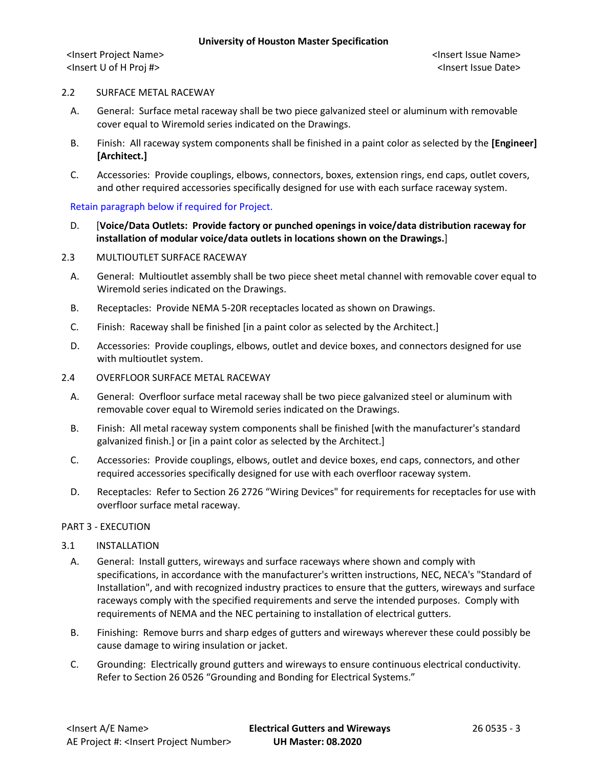## 2.2 SURFACE METAL RACEWAY

A. General: Surface metal raceway shall be two piece galvanized steel or aluminum with removable cover equal to Wiremold series indicated on the Drawings.

B. Finish: All raceway system components shall be finished in a paint color as selected by the **[Engineer] [Architect.]**

C. Accessories: Provide couplings, elbows, connectors, boxes, extension rings, end caps, outlet covers, and other required accessories specifically designed for use with each surface raceway system.

Retain paragraph below if required for Project.

D. [**Voice/Data Outlets: Provide factory or punched openings in voice/data distribution raceway for installation of modular voice/data outlets in locations shown on the Drawings.**]

## 2.3 MULTIOUTLET SURFACE RACEWAY

A. General: Multioutlet assembly shall be two piece sheet metal channel with removable cover equal to Wiremold series indicated on the Drawings.

B. Receptacles: Provide NEMA 5-20R receptacles located as shown on Drawings.

C. Finish: Raceway shall be finished [in a paint color as selected by the Architect.]

D. Accessories: Provide couplings, elbows, outlet and device boxes, and connectors designed for use with multioutlet system.

## 2.4 OVERFLOOR SURFACE METAL RACEWAY

A. General: Overfloor surface metal raceway shall be two piece galvanized steel or aluminum with removable cover equal to Wiremold series indicated on the Drawings.

B. Finish: All metal raceway system components shall be finished [with the manufacturer's standard galvanized finish.] or [in a paint color as selected by the Architect.]

C. Accessories: Provide couplings, elbows, outlet and device boxes, end caps, connectors, and other required accessories specifically designed for use with each overfloor raceway system.

D. Receptacles: Refer to Section 26 2726 “Wiring Devices" for requirements for receptacles for use with overfloor surface metal raceway.

# PART 3 - EXECUTION

## 3.1 INSTALLATION

A. General: Install gutters, wireways and surface raceways where shown and comply with specifications, in accordance with the manufacturer's written instructions, NEC, NECA's "Standard of Installation", and with recognized industry practices to ensure that the gutters, wireways and surface raceways comply with the specified requirements and serve the intended purposes. Comply with requirements of NEMA and the NEC pertaining to installation of electrical gutters.

B. Finishing: Remove burrs and sharp edges of gutters and wireways wherever these could possibly be cause damage to wiring insulation or jacket.

C. Grounding: Electrically ground gutters and wireways to ensure continuous electrical conductivity. Refer to Section 26 0526 “Grounding and Bonding for Electrical Systems.”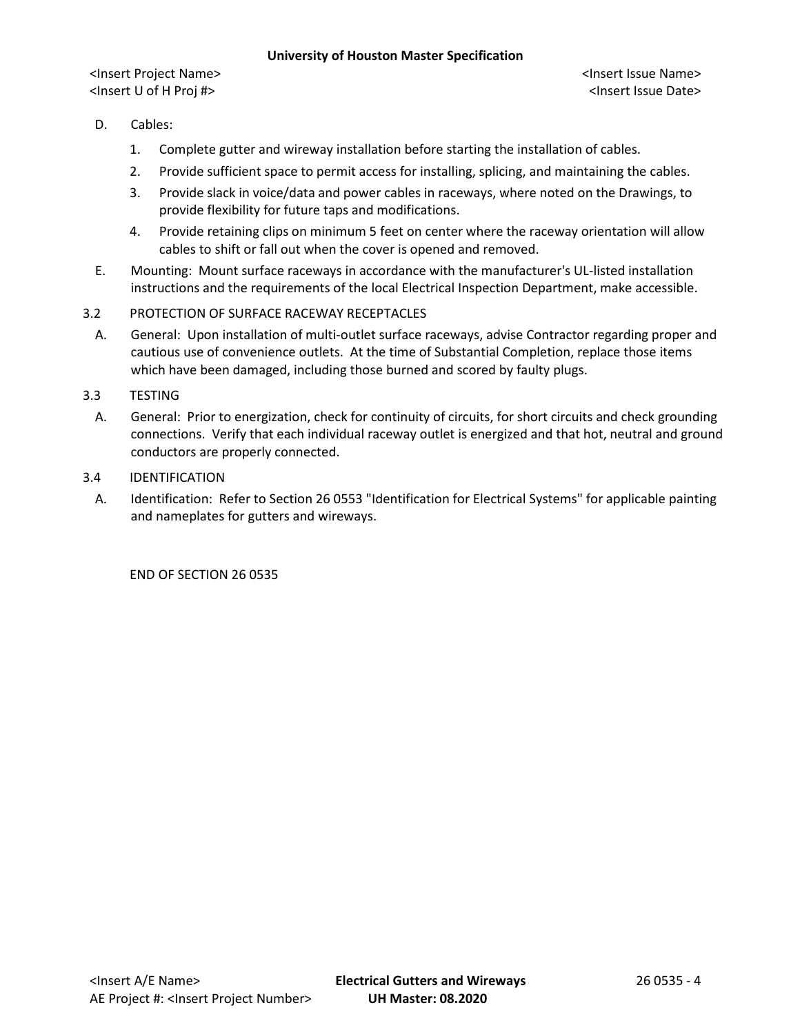D. Cables:

1. Complete gutter and wireway installation before starting the installation of cables.
2. Provide sufficient space to permit access for installing, splicing, and maintaining the cables.
3. Provide slack in voice/data and power cables in raceways, where noted on the Drawings, to provide flexibility for future taps and modifications.
4. Provide retaining clips on minimum 5 feet on center where the raceway orientation will allow cables to shift or fall out when the cover is opened and removed.

E. Mounting: Mount surface raceways in accordance with the manufacturer's UL-listed installation instructions and the requirements of the local Electrical Inspection Department, make accessible.

## 3.2 PROTECTION OF SURFACE RACEWAY RECEPTACLES

A. General: Upon installation of multi-outlet surface raceways, advise Contractor regarding proper and cautious use of convenience outlets. At the time of Substantial Completion, replace those items which have been damaged, including those burned and scored by faulty plugs.

## 3.3 TESTING

A. General: Prior to energization, check for continuity of circuits, for short circuits and check grounding connections. Verify that each individual raceway outlet is energized and that hot, neutral and ground conductors are properly connected.

## 3.4 IDENTIFICATION

A. Identification: Refer to Section 26 0553 "Identification for Electrical Systems" for applicable painting and nameplates for gutters and wireways.

END OF SECTION 26 0535